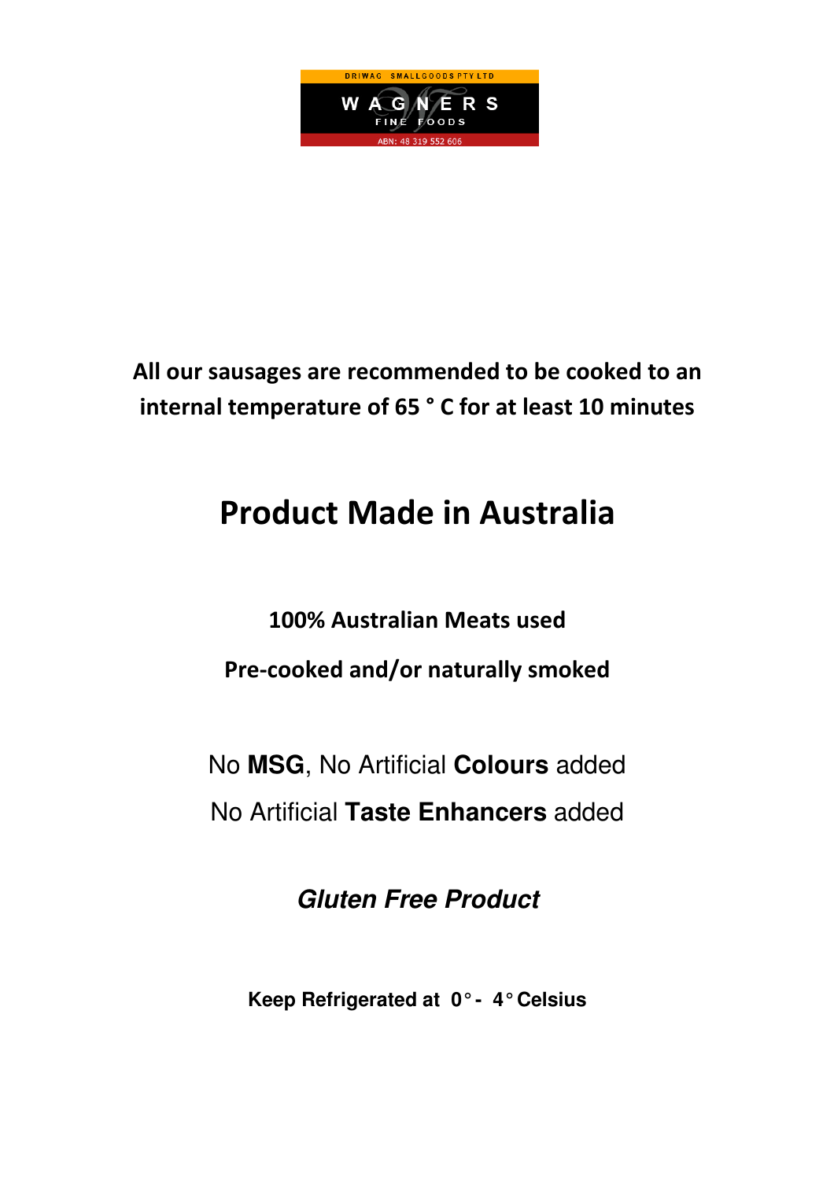DRIWAG SMALLGOODS PTY LTD

WAGNERS

FINE FOODS

ABN: 48 319 552 606

**All our sausages are recommended to be cooked to an internal temperature of 65 ° C for at least 10 minutes**

# Product Made in Australia

**100% Australian Meats used**

**Pre-cooked and/or naturally smoked**

No **MSG**, No Artificial **Colours** added

No Artificial **Taste Enhancers** added

***Gluten Free Product***

**Keep Refrigerated at 0° - 4° Celsius**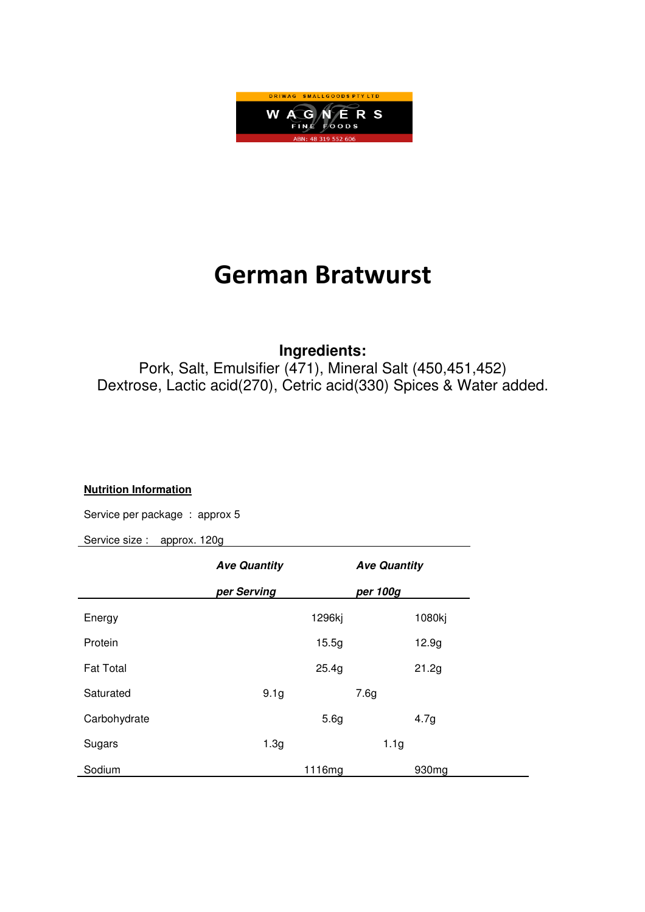DRIWAG SMALLGOODS PTY LTD

WAGNERS FINE FOODS

ABN: 48 319 552 606

# German Bratwurst

**Ingredients:**

Pork, Salt, Emulsifier (471), Mineral Salt (450,451,452) Dextrose, Lactic acid(270), Cetric acid(330) Spices & Water added.

**Nutrition Information**

Service per package : approx 5

Service size : approx. 120g

| | ***Ave Quantity per Serving*** | ***Ave Quantity per 100g*** |
|---|---|---|
| Energy | 1296kj | 1080kj |
| Protein | 15.5g | 12.9g |
| Fat Total | 25.4g | 21.2g |
| Saturated | 9.1g | 7.6g |
| Carbohydrate | 5.6g | 4.7g |
| Sugars | 1.3g | 1.1g |
| Sodium | 1116mg | 930mg |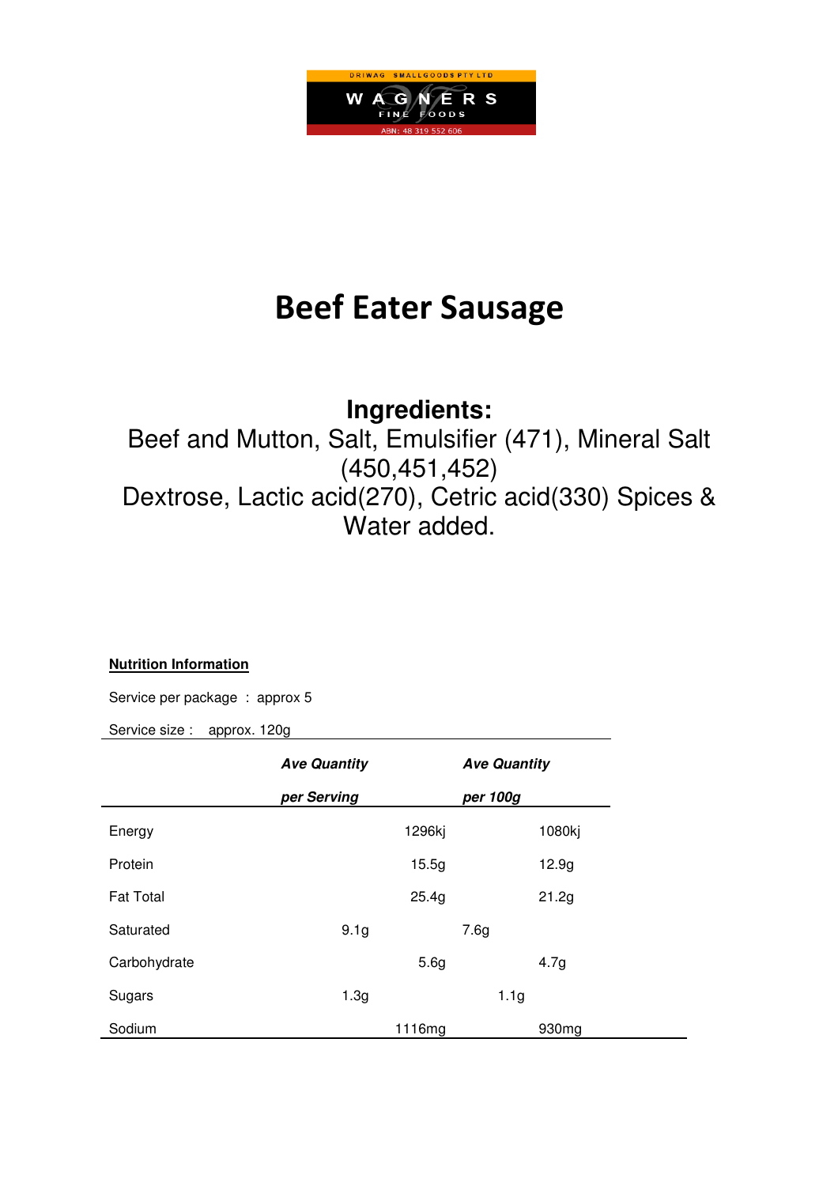DRIWAG SMALLGOODS PTY LTD

WAGNERS

FINE FOODS

ABN: 48 319 552 606

# Beef Eater Sausage

**Ingredients:**

Beef and Mutton, Salt, Emulsifier (471), Mineral Salt (450,451,452)
Dextrose, Lactic acid(270), Cetric acid(330) Spices & Water added.

**Nutrition Information**

Service per package : approx 5

Service size : approx. 120g

| | ***Ave Quantity per Serving*** | ***Ave Quantity per 100g*** |
|---|---|---|
| Energy | 1296kj | 1080kj |
| Protein | 15.5g | 12.9g |
| Fat Total | 25.4g | 21.2g |
| Saturated | 9.1g | 7.6g |
| Carbohydrate | 5.6g | 4.7g |
| Sugars | 1.3g | 1.1g |
| Sodium | 1116mg | 930mg |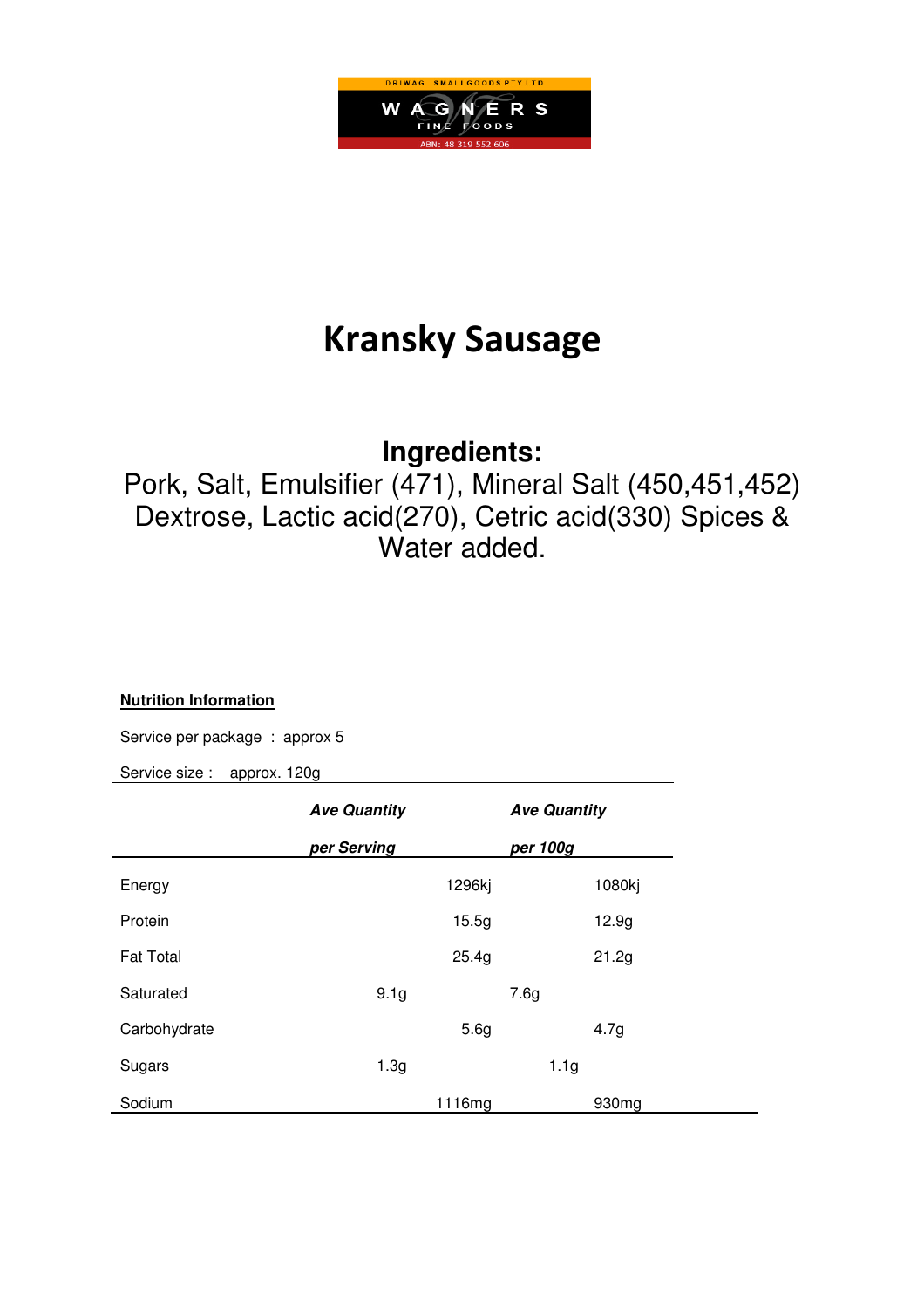DRIWAG SMALLGOODS PTY LTD

WAGNERS

FINE FOODS

ABN: 48 319 552 606

# Kransky Sausage

## Ingredients:

Pork, Salt, Emulsifier (471), Mineral Salt (450,451,452) Dextrose, Lactic acid(270), Cetric acid(330) Spices & Water added.

**Nutrition Information**

Service per package : approx 5

Service size : approx. 120g

| | ***Ave Quantity per Serving*** | ***Ave Quantity per 100g*** |
|---|---|---|
| Energy | 1296kj | 1080kj |
| Protein | 15.5g | 12.9g |
| Fat Total | 25.4g | 21.2g |
| Saturated | 9.1g | 7.6g |
| Carbohydrate | 5.6g | 4.7g |
| Sugars | 1.3g | 1.1g |
| Sodium | 1116mg | 930mg |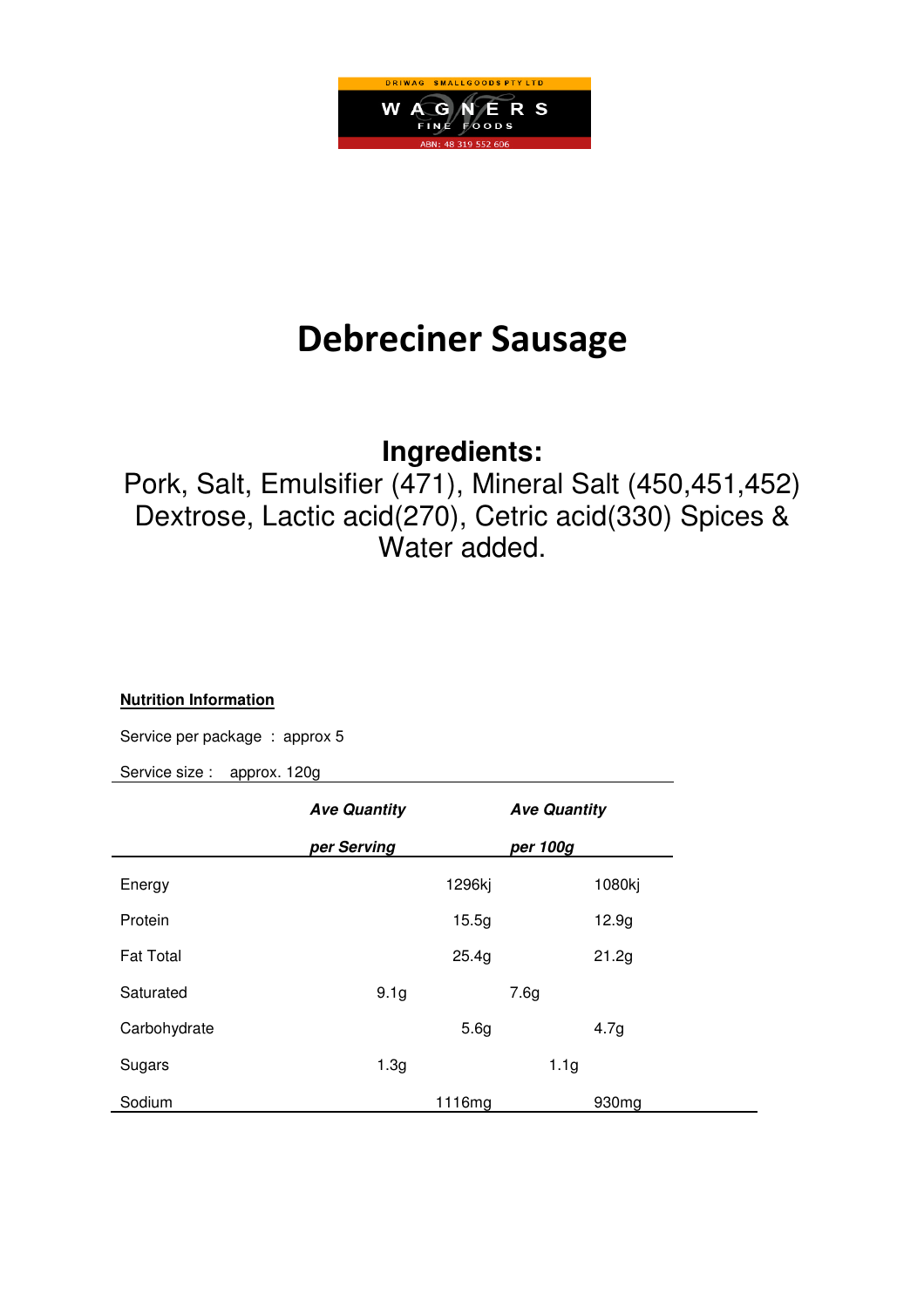DRIWAG SMALLGOODS PTY LTD

WAGNERS

FINE FOODS

ABN: 48 319 552 606

# Debreciner Sausage

## Ingredients:

Pork, Salt, Emulsifier (471), Mineral Salt (450,451,452) Dextrose, Lactic acid(270), Cetric acid(330) Spices & Water added.

**Nutrition Information**

Service per package : approx 5

Service size : approx. 120g

| | ***Ave Quantity per Serving*** | ***Ave Quantity per 100g*** |
|---|---|---|
| Energy | 1296kj | 1080kj |
| Protein | 15.5g | 12.9g |
| Fat Total | 25.4g | 21.2g |
| Saturated | 9.1g | 7.6g |
| Carbohydrate | 5.6g | 4.7g |
| Sugars | 1.3g | 1.1g |
| Sodium | 1116mg | 930mg |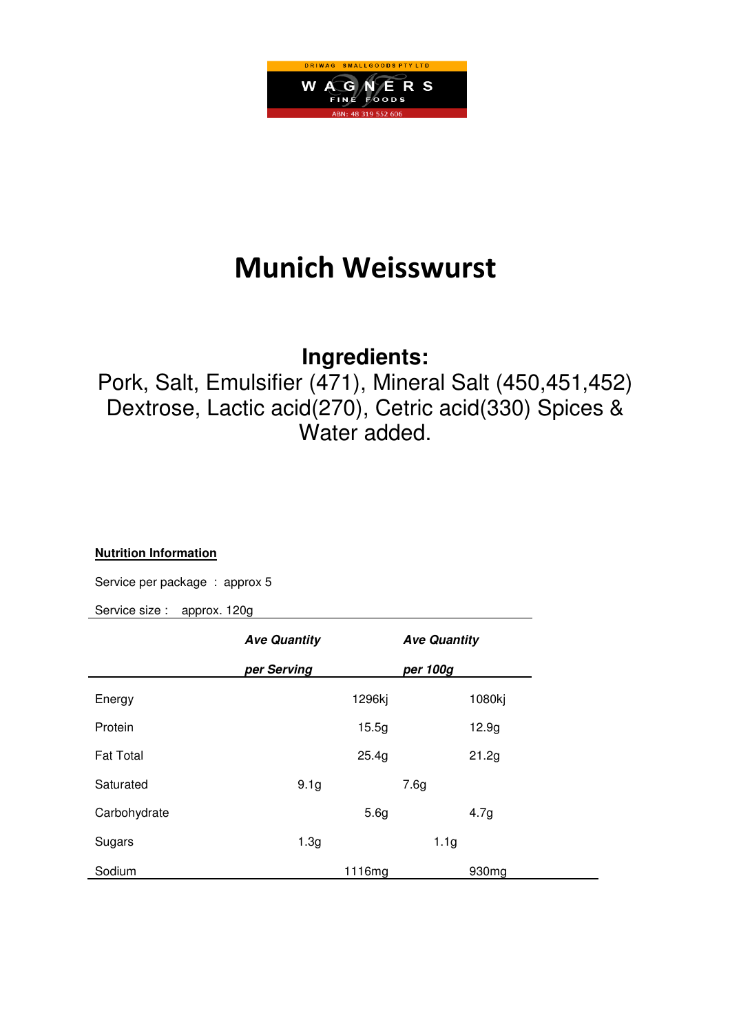DRIWAG SMALLGOODS PTY LTD

WAGNERS FINE FOODS

ABN: 48 319 552 606

# Munich Weisswurst

## Ingredients:

Pork, Salt, Emulsifier (471), Mineral Salt (450,451,452) Dextrose, Lactic acid(270), Cetric acid(330) Spices & Water added.

**Nutrition Information**

Service per package : approx 5

Service size : approx. 120g

| | ***Ave Quantity per Serving*** | ***Ave Quantity per 100g*** |
|---|---|---|
| Energy | 1296kj | 1080kj |
| Protein | 15.5g | 12.9g |
| Fat Total | 25.4g | 21.2g |
| Saturated | 9.1g | 7.6g |
| Carbohydrate | 5.6g | 4.7g |
| Sugars | 1.3g | 1.1g |
| Sodium | 1116mg | 930mg |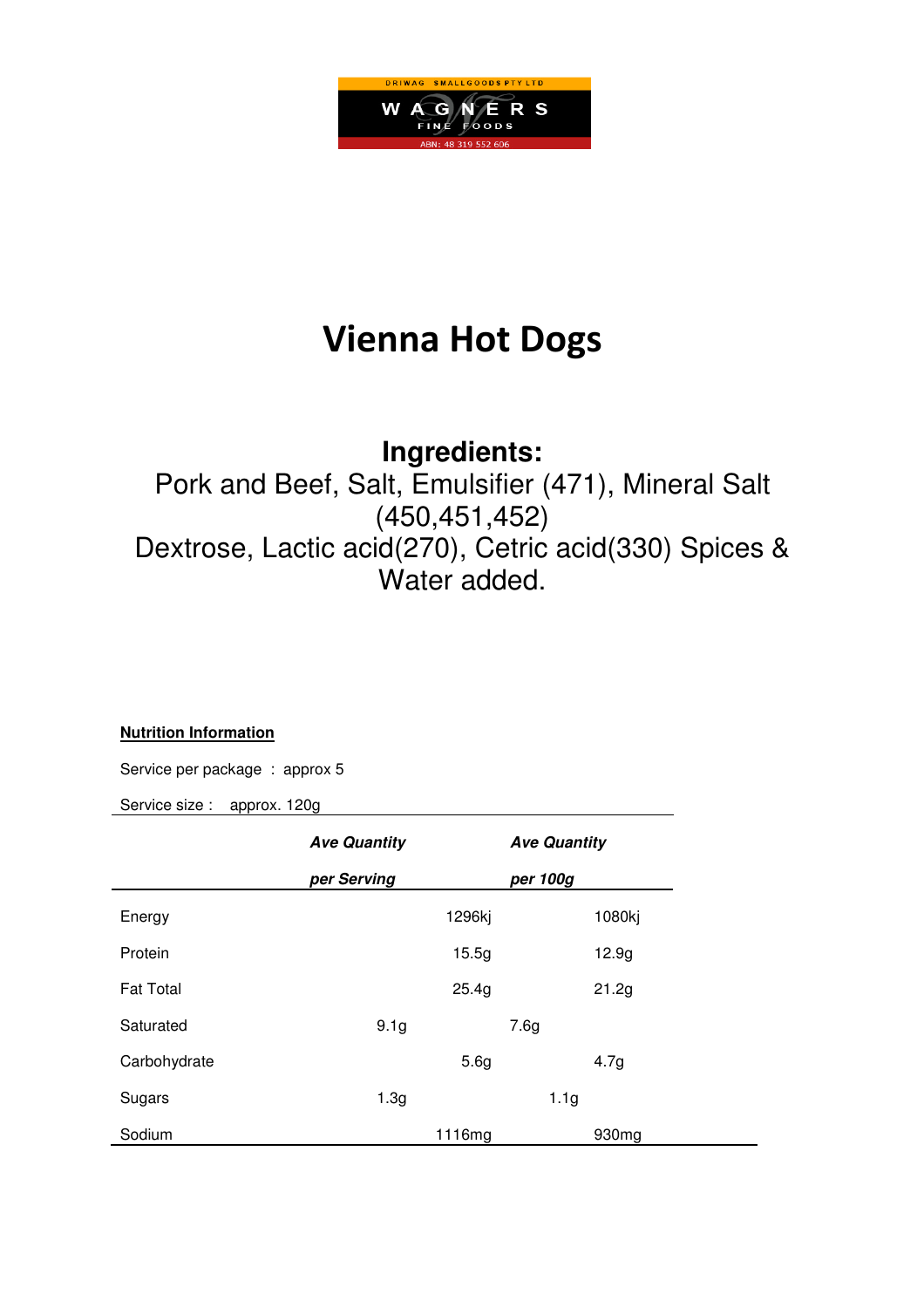DRIWAG SMALLGOODS PTY LTD

WAGNERS

FINE FOODS

ABN: 48 319 552 606

# Vienna Hot Dogs

## Ingredients:

Pork and Beef, Salt, Emulsifier (471), Mineral Salt (450,451,452)
Dextrose, Lactic acid(270), Cetric acid(330) Spices & Water added.

**Nutrition Information**

Service per package : approx 5

Service size : approx. 120g

| | ***Ave Quantity per Serving*** | ***Ave Quantity per 100g*** |
|---|---|---|
| Energy | 1296kj | 1080kj |
| Protein | 15.5g | 12.9g |
| Fat Total | 25.4g | 21.2g |
| Saturated | 9.1g | 7.6g |
| Carbohydrate | 5.6g | 4.7g |
| Sugars | 1.3g | 1.1g |
| Sodium | 1116mg | 930mg |